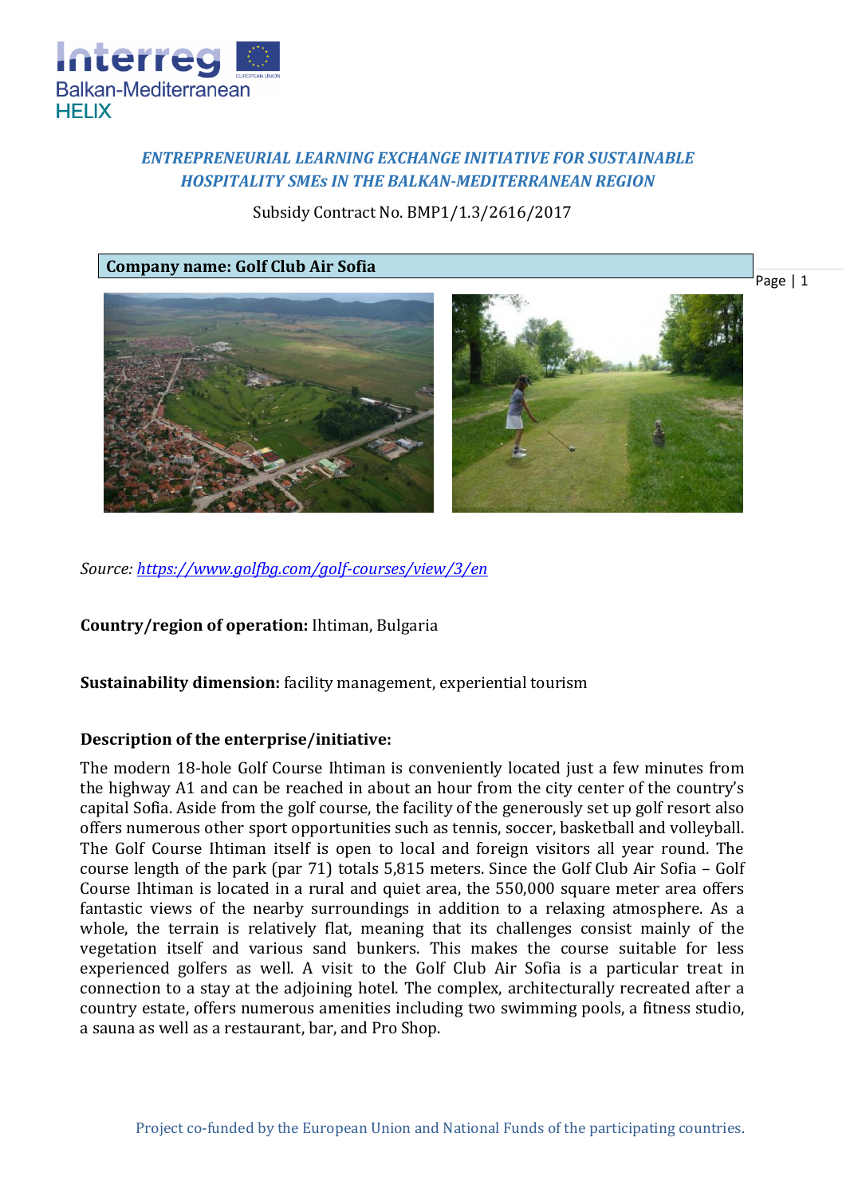*ENTREPRENEURIAL LEARNING EXCHANGE INITIATIVE FOR SUSTAINABLE HOSPITALITY SMEs IN THE BALKAN-MEDITERRANEAN REGION*

Subsidy Contract No. BMP1/1.3/2616/2017

**Company name: Golf Club Air Sofia**

*Source: https://www.golfbg.com/golf-courses/view/3/en*

**Country/region of operation:** Ihtiman, Bulgaria

**Sustainability dimension:** facility management, experiential tourism

**Description of the enterprise/initiative:**

The modern 18-hole Golf Course Ihtiman is conveniently located just a few minutes from the highway A1 and can be reached in about an hour from the city center of the country's capital Sofia. Aside from the golf course, the facility of the generously set up golf resort also offers numerous other sport opportunities such as tennis, soccer, basketball and volleyball. The Golf Course Ihtiman itself is open to local and foreign visitors all year round. The course length of the park (par 71) totals 5,815 meters. Since the Golf Club Air Sofia – Golf Course Ihtiman is located in a rural and quiet area, the 550,000 square meter area offers fantastic views of the nearby surroundings in addition to a relaxing atmosphere. As a whole, the terrain is relatively flat, meaning that its challenges consist mainly of the vegetation itself and various sand bunkers. This makes the course suitable for less experienced golfers as well. A visit to the Golf Club Air Sofia is a particular treat in connection to a stay at the adjoining hotel. The complex, architecturally recreated after a country estate, offers numerous amenities including two swimming pools, a fitness studio, a sauna as well as a restaurant, bar, and Pro Shop.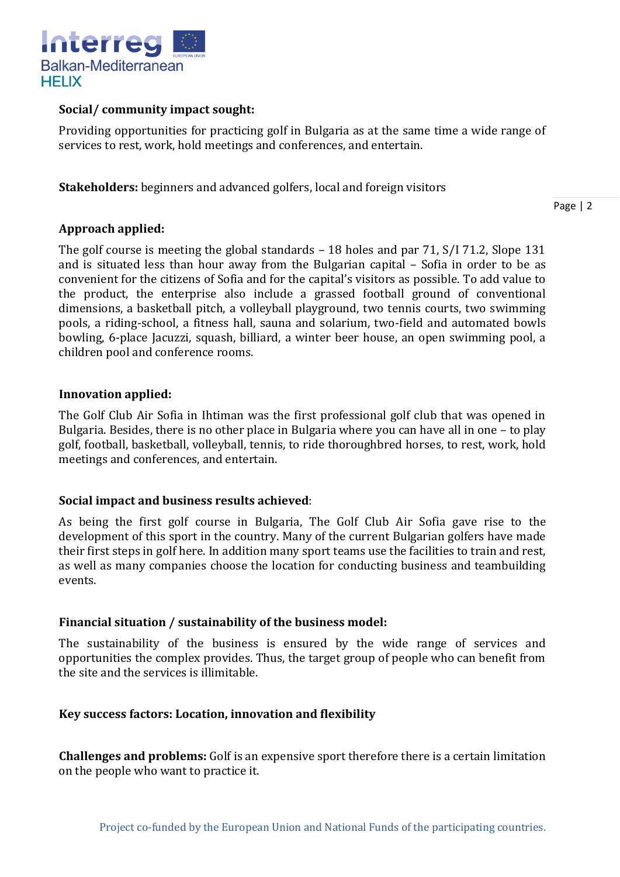**Social/ community impact sought:**

Providing opportunities for practicing golf in Bulgaria as at the same time a wide range of services to rest, work, hold meetings and conferences, and entertain.

**Stakeholders:** beginners and advanced golfers, local and foreign visitors

**Approach applied:**

The golf course is meeting the global standards – 18 holes and par 71, S/I 71.2, Slope 131 and is situated less than hour away from the Bulgarian capital – Sofia in order to be as convenient for the citizens of Sofia and for the capital's visitors as possible. To add value to the product, the enterprise also include a grassed football ground of conventional dimensions, a basketball pitch, a volleyball playground, two tennis courts, two swimming pools, a riding-school, a fitness hall, sauna and solarium, two-field and automated bowls bowling, 6-place Jacuzzi, squash, billiard, a winter beer house, an open swimming pool, a children pool and conference rooms.

**Innovation applied:**

The Golf Club Air Sofia in Ihtiman was the first professional golf club that was opened in Bulgaria. Besides, there is no other place in Bulgaria where you can have all in one – to play golf, football, basketball, volleyball, tennis, to ride thoroughbred horses, to rest, work, hold meetings and conferences, and entertain.

**Social impact and business results achieved**:

As being the first golf course in Bulgaria, The Golf Club Air Sofia gave rise to the development of this sport in the country. Many of the current Bulgarian golfers have made their first steps in golf here. In addition many sport teams use the facilities to train and rest, as well as many companies choose the location for conducting business and teambuilding events.

**Financial situation / sustainability of the business model:**

The sustainability of the business is ensured by the wide range of services and opportunities the complex provides. Thus, the target group of people who can benefit from the site and the services is illimitable.

**Key success factors: Location, innovation and flexibility**

**Challenges and problems:** Golf is an expensive sport therefore there is a certain limitation on the people who want to practice it.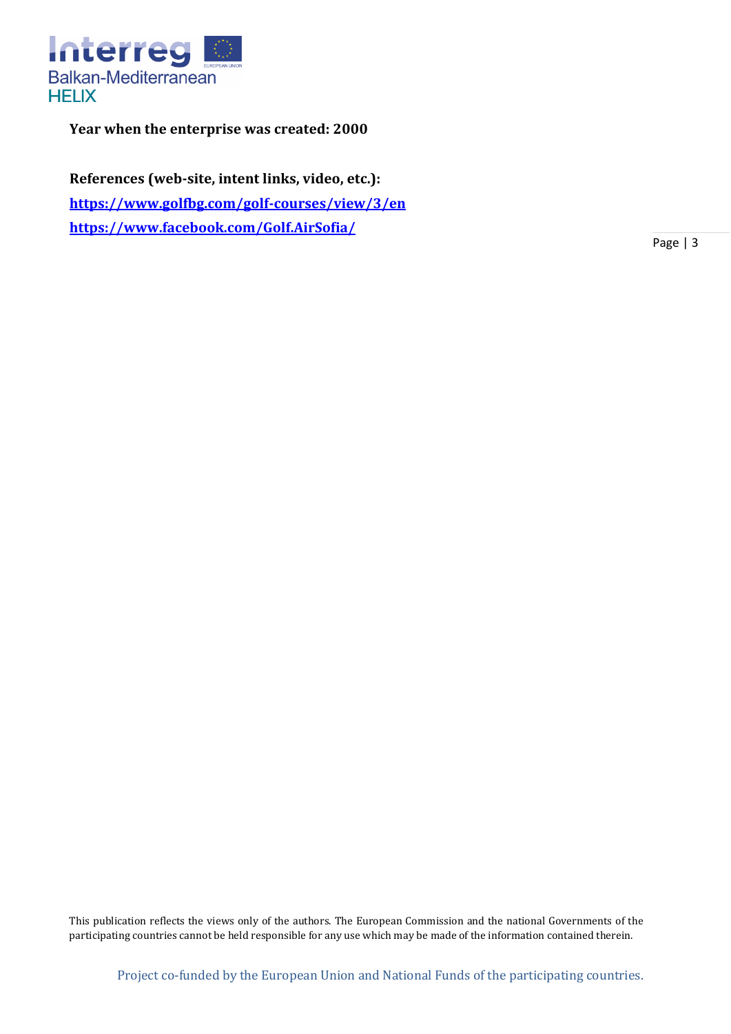**Year when the enterprise was created: 2000**

**References (web-site, intent links, video, etc.):**

**https://www.golfbg.com/golf-courses/view/3/en**

**https://www.facebook.com/Golf.AirSofia/**

This publication reflects the views only of the authors. The European Commission and the national Governments of the participating countries cannot be held responsible for any use which may be made of the information contained therein.

Project co-funded by the European Union and National Funds of the participating countries.